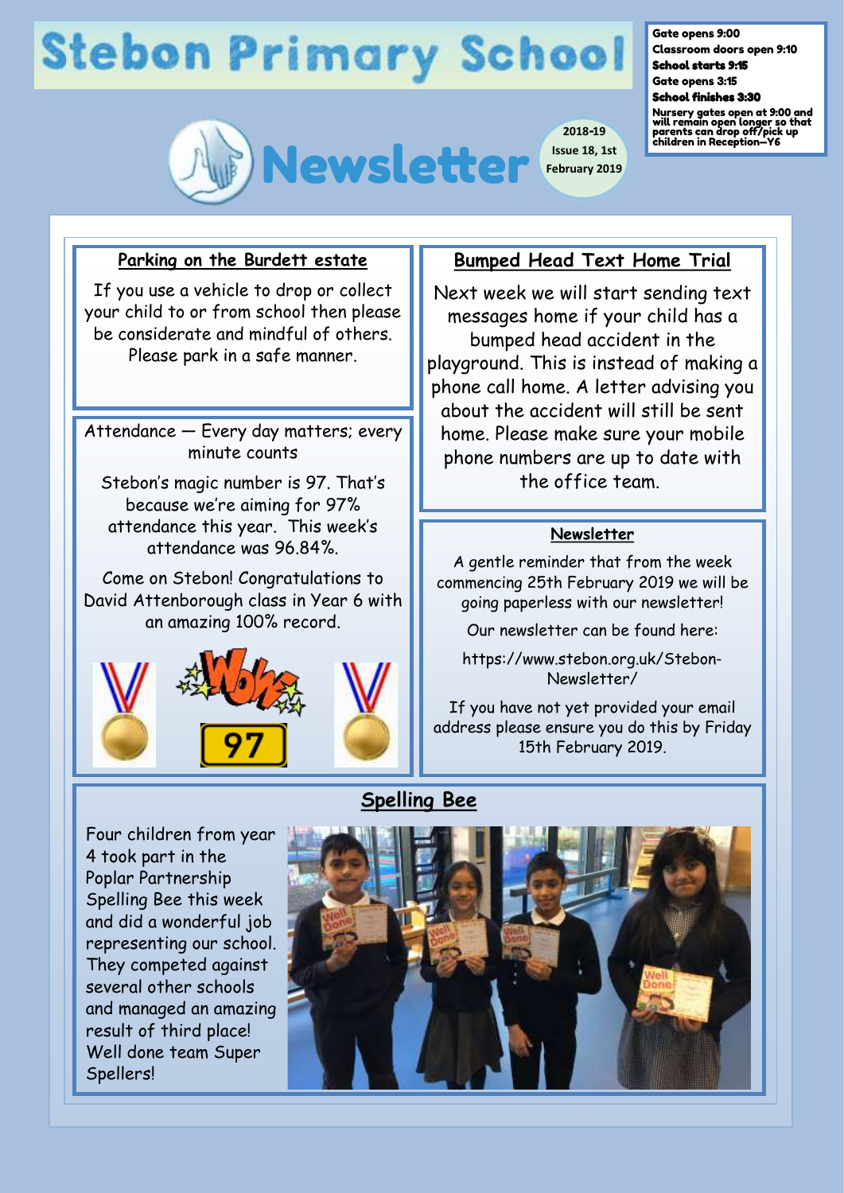# Stebon Primary School

Gate opens 9:00
Classroom doors open 9:10
**School starts 9:15**
Gate opens 3:15
**School finishes 3:30**
Nursery gates open at 9:00 and will remain open longer so that parents can drop off/pick up children in Reception—Y6

# Newsletter

2018-19
Issue 18, 1st February 2019

## Parking on the Burdett estate

If you use a vehicle to drop or collect your child to or from school then please be considerate and mindful of others. Please park in a safe manner.

## Attendance — Every day matters; every minute counts

Stebon's magic number is 97. That's because we're aiming for 97% attendance this year. This week's attendance was 96.84%.

Come on Stebon! Congratulations to David Attenborough class in Year 6 with an amazing 100% record.

## Bumped Head Text Home Trial

Next week we will start sending text messages home if your child has a bumped head accident in the playground. This is instead of making a phone call home. A letter advising you about the accident will still be sent home. Please make sure your mobile phone numbers are up to date with the office team.

## Newsletter

A gentle reminder that from the week commencing 25th February 2019 we will be going paperless with our newsletter!

Our newsletter can be found here:

https://www.stebon.org.uk/Stebon-Newsletter/

If you have not yet provided your email address please ensure you do this by Friday 15th February 2019.

## Spelling Bee

Four children from year 4 took part in the Poplar Partnership Spelling Bee this week and did a wonderful job representing our school. They competed against several other schools and managed an amazing result of third place! Well done team Super Spellers!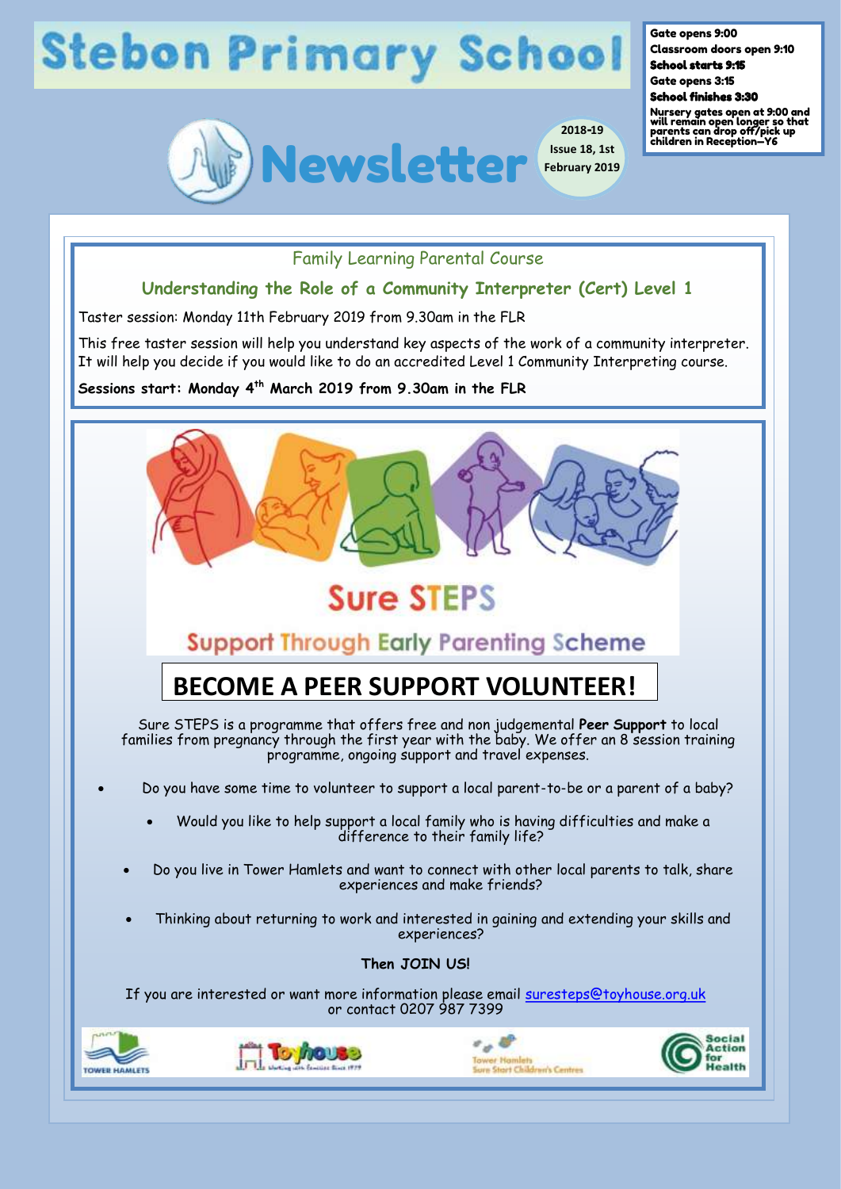# Stebon Primary School

**Gate opens 9:00**
**Classroom doors open 9:10**
**School starts 9:15**
**Gate opens 3:15**
**School finishes 3:30**
**Nursery gates open at 9:00 and will remain open longer so that parents can drop off/pick up children in Reception—Y6**

# Newsletter

**2018-19 Issue 18, 1st February 2019**

## Family Learning Parental Course

### Understanding the Role of a Community Interpreter (Cert) Level 1

Taster session: Monday 11th February 2019 from 9.30am in the FLR

This free taster session will help you understand key aspects of the work of a community interpreter. It will help you decide if you would like to do an accredited Level 1 Community Interpreting course.

**Sessions start: Monday 4th March 2019 from 9.30am in the FLR**

## Sure STEPS

### Support Through Early Parenting Scheme

## BECOME A PEER SUPPORT VOLUNTEER!

Sure STEPS is a programme that offers free and non judgemental **Peer Support** to local families from pregnancy through the first year with the baby. We offer an 8 session training programme, ongoing support and travel expenses.

- Do you have some time to volunteer to support a local parent-to-be or a parent of a baby?
- Would you like to help support a local family who is having difficulties and make a difference to their family life?
- Do you live in Tower Hamlets and want to connect with other local parents to talk, share experiences and make friends?
- Thinking about returning to work and interested in gaining and extending your skills and experiences?

**Then JOIN US!**

If you are interested or want more information please email suresteps@toyhouse.org.uk or contact 0207 987 7399

Tower Hamlets | Toyhouse | Tower Hamlets Sure Start Children's Centres | Social Action for Health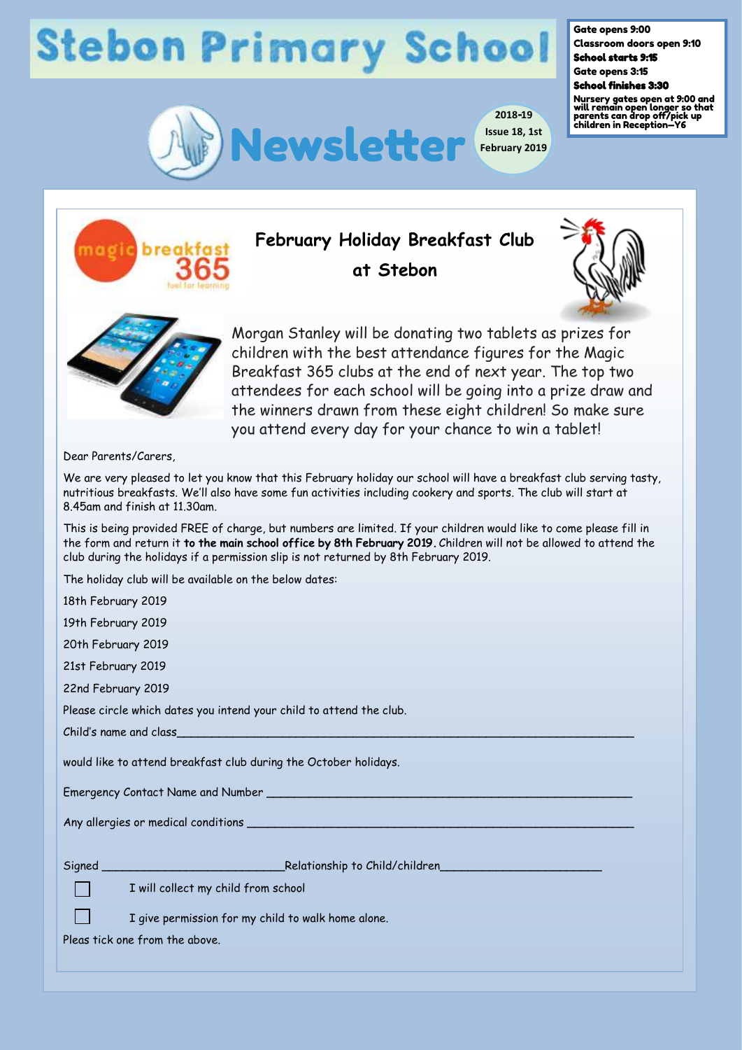# Stebon Primary School

**Gate opens 9:00**
**Classroom doors open 9:10**
**School starts 9:15**
**Gate opens 3:15**
**School finishes 3:30**
**Nursery gates open at 9:00 and will remain open longer so that parents can drop off/pick up children in Reception—Y6**

# Newsletter

2018-19 Issue 18, 1st February 2019

magic breakfast 365 fuel for learning

## February Holiday Breakfast Club at Stebon

Morgan Stanley will be donating two tablets as prizes for children with the best attendance figures for the Magic Breakfast 365 clubs at the end of next year. The top two attendees for each school will be going into a prize draw and the winners drawn from these eight children! So make sure you attend every day for your chance to win a tablet!

Dear Parents/Carers,

We are very pleased to let you know that this February holiday our school will have a breakfast club serving tasty, nutritious breakfasts. We'll also have some fun activities including cookery and sports. The club will start at 8.45am and finish at 11.30am.

This is being provided FREE of charge, but numbers are limited. If your children would like to come please fill in the form and return it **to the main school office by 8th February 2019.** Children will not be allowed to attend the club during the holidays if a permission slip is not returned by 8th February 2019.

The holiday club will be available on the below dates:

18th February 2019

19th February 2019

20th February 2019

21st February 2019

22nd February 2019

Please circle which dates you intend your child to attend the club.

Child's name and class\_\_\_\_\_\_\_\_\_\_\_\_\_\_\_\_\_\_\_\_\_\_\_\_\_\_\_\_\_\_\_\_\_\_\_\_\_\_\_\_\_\_\_\_\_\_\_\_\_\_

would like to attend breakfast club during the October holidays.

Emergency Contact Name and Number \_\_\_\_\_\_\_\_\_\_\_\_\_\_\_\_\_\_\_\_\_\_\_\_\_\_\_\_\_\_\_\_\_\_\_\_\_\_\_\_

Any allergies or medical conditions \_\_\_\_\_\_\_\_\_\_\_\_\_\_\_\_\_\_\_\_\_\_\_\_\_\_\_\_\_\_\_\_\_\_\_\_\_\_\_\_\_\_

Signed \_\_\_\_\_\_\_\_\_\_\_\_\_\_\_\_\_\_\_\_\_Relationship to Child/children\_\_\_\_\_\_\_\_\_\_\_\_\_\_\_\_\_\_

☐ I will collect my child from school

☐ I give permission for my child to walk home alone.

Pleas tick one from the above.